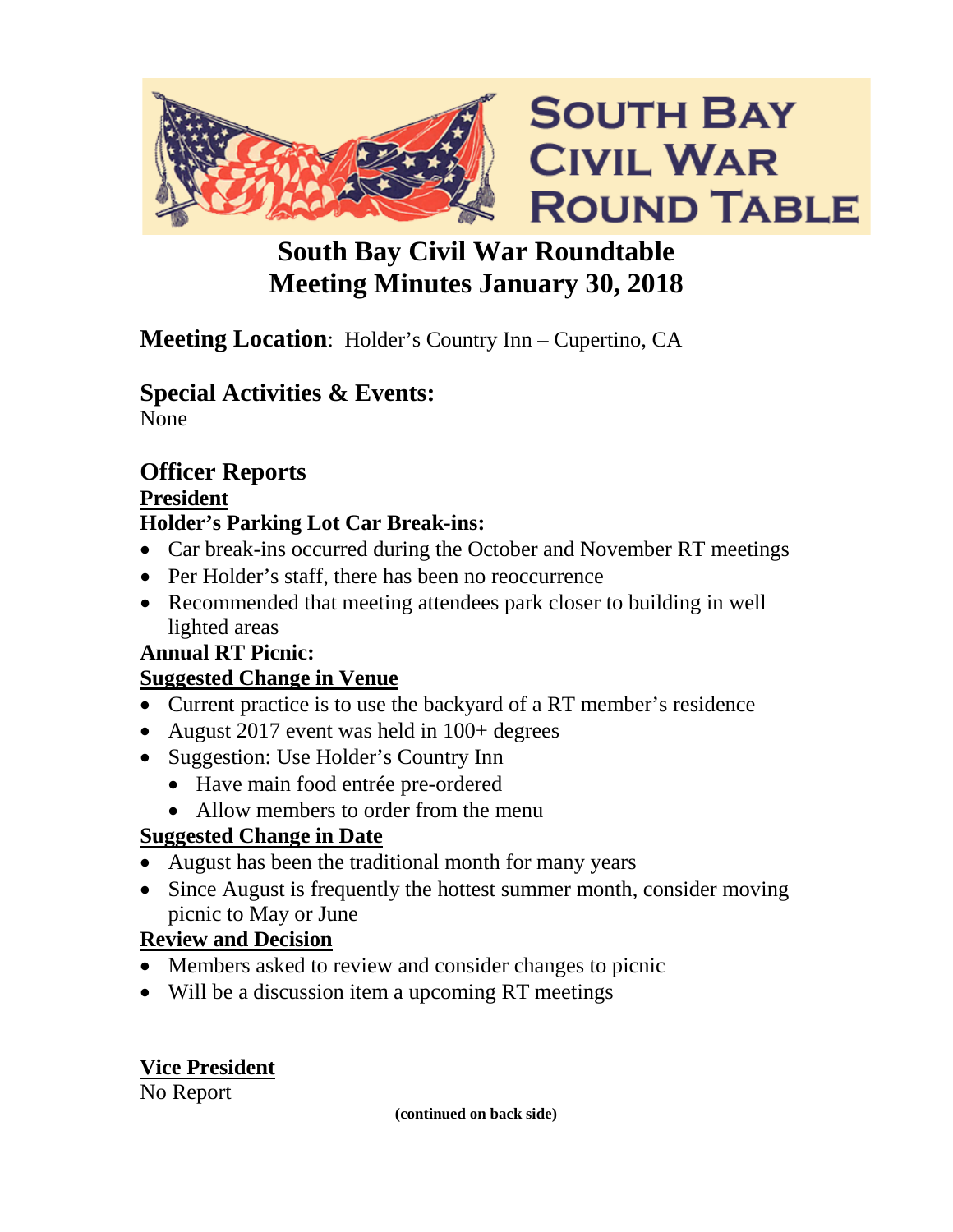# South Bay Civil War Round Table

## South Bay Civil War Roundtable
## Meeting Minutes January 30, 2018

**Meeting Location**: Holder's Country Inn – Cupertino, CA

### Special Activities & Events:

None

### Officer Reports

**President**

**Holder's Parking Lot Car Break-ins:**

- Car break-ins occurred during the October and November RT meetings
- Per Holder's staff, there has been no reoccurrence
- Recommended that meeting attendees park closer to building in well lighted areas

**Annual RT Picnic:**

**Suggested Change in Venue**

- Current practice is to use the backyard of a RT member's residence
- August 2017 event was held in 100+ degrees
- Suggestion: Use Holder's Country Inn
  - Have main food entrée pre-ordered
  - Allow members to order from the menu

**Suggested Change in Date**

- August has been the traditional month for many years
- Since August is frequently the hottest summer month, consider moving picnic to May or June

**Review and Decision**

- Members asked to review and consider changes to picnic
- Will be a discussion item a upcoming RT meetings

**Vice President**

No Report

**(continued on back side)**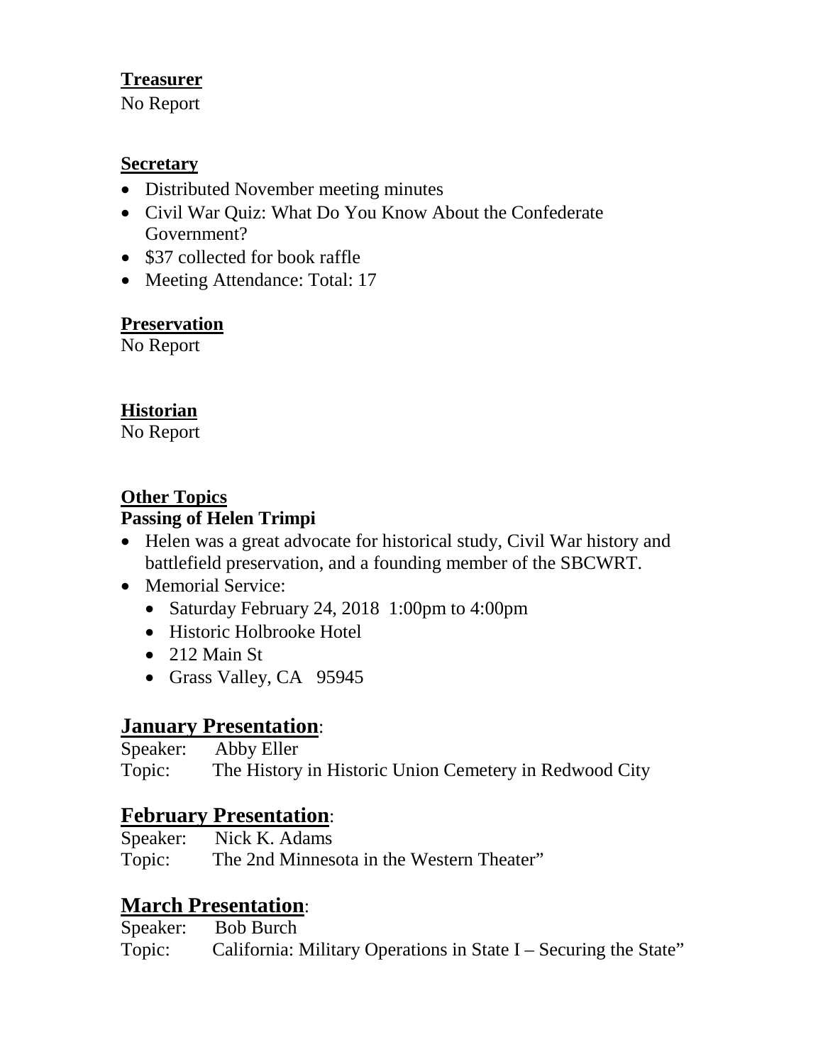**Treasurer**

No Report

**Secretary**

- Distributed November meeting minutes
- Civil War Quiz: What Do You Know About the Confederate Government?
- $37 collected for book raffle
- Meeting Attendance: Total: 17

**Preservation**

No Report

**Historian**

No Report

**Other Topics**

**Passing of Helen Trimpi**

- Helen was a great advocate for historical study, Civil War history and battlefield preservation, and a founding member of the SBCWRT.
- Memorial Service:
  - Saturday February 24, 2018 1:00pm to 4:00pm
  - Historic Holbrooke Hotel
  - 212 Main St
  - Grass Valley, CA 95945

## **January Presentation**:

Speaker: Abby Eller
Topic: The History in Historic Union Cemetery in Redwood City

## **February Presentation**:

Speaker: Nick K. Adams
Topic: The 2nd Minnesota in the Western Theater"

## **March Presentation**:

Speaker: Bob Burch
Topic: California: Military Operations in State I – Securing the State"